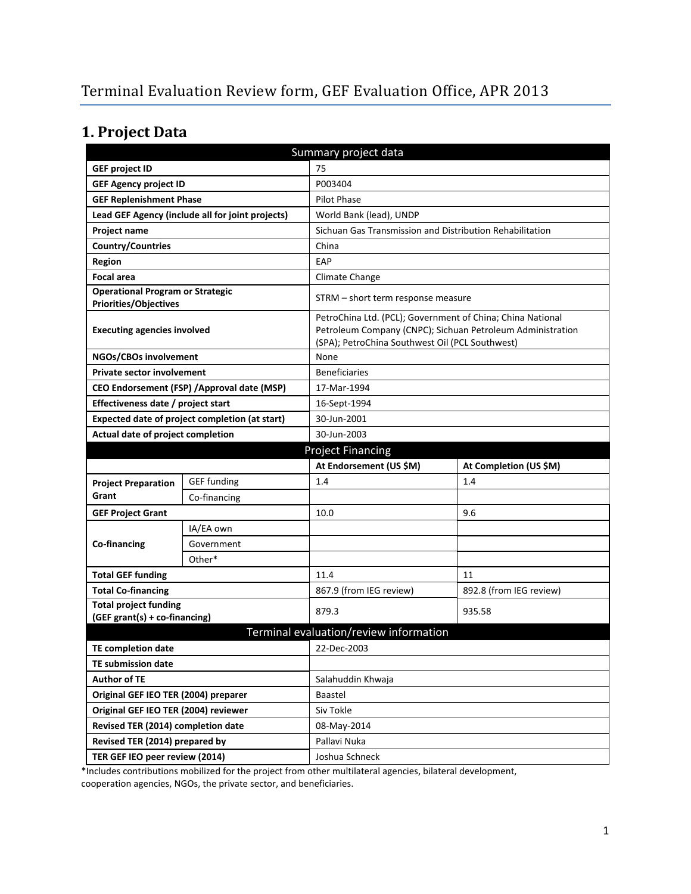# Terminal Evaluation Review form, GEF Evaluation Office, APR 2013

## 1. Project Data

| Summary project data | | | |
|---|---|---|---|
| **GEF project ID** | | 75 | |
| **GEF Agency project ID** | | P003404 | |
| **GEF Replenishment Phase** | | Pilot Phase | |
| **Lead GEF Agency (include all for joint projects)** | | World Bank (lead), UNDP | |
| **Project name** | | Sichuan Gas Transmission and Distribution Rehabilitation | |
| **Country/Countries** | | China | |
| **Region** | | EAP | |
| **Focal area** | | Climate Change | |
| **Operational Program or Strategic Priorities/Objectives** | | STRM – short term response measure | |
| **Executing agencies involved** | | PetroChina Ltd. (PCL); Government of China; China National Petroleum Company (CNPC); Sichuan Petroleum Administration (SPA); PetroChina Southwest Oil (PCL Southwest) | |
| **NGOs/CBOs involvement** | | None | |
| **Private sector involvement** | | Beneficiaries | |
| **CEO Endorsement (FSP) /Approval date (MSP)** | | 17-Mar-1994 | |
| **Effectiveness date / project start** | | 16-Sept-1994 | |
| **Expected date of project completion (at start)** | | 30-Jun-2001 | |
| **Actual date of project completion** | | 30-Jun-2003 | |
| **Project Financing** | | | |
| | | **At Endorsement (US $M)** | **At Completion (US $M)** |
| **Project Preparation Grant** | GEF funding | 1.4 | 1.4 |
| | Co-financing | | |
| **GEF Project Grant** | | 10.0 | 9.6 |
| **Co-financing** | IA/EA own | | |
| | Government | | |
| | Other* | | |
| **Total GEF funding** | | 11.4 | 11 |
| **Total Co-financing** | | 867.9 (from IEG review) | 892.8 (from IEG review) |
| **Total project funding (GEF grant(s) + co-financing)** | | 879.3 | 935.58 |
| **Terminal evaluation/review information** | | | |
| **TE completion date** | | 22-Dec-2003 | |
| **TE submission date** | | | |
| **Author of TE** | | Salahuddin Khwaja | |
| **Original GEF IEO TER (2004) preparer** | | Baastel | |
| **Original GEF IEO TER (2004) reviewer** | | Siv Tokle | |
| **Revised TER (2014) completion date** | | 08-May-2014 | |
| **Revised TER (2014) prepared by** | | Pallavi Nuka | |
| **TER GEF IEO peer review (2014)** | | Joshua Schneck | |

*Includes contributions mobilized for the project from other multilateral agencies, bilateral development, cooperation agencies, NGOs, the private sector, and beneficiaries.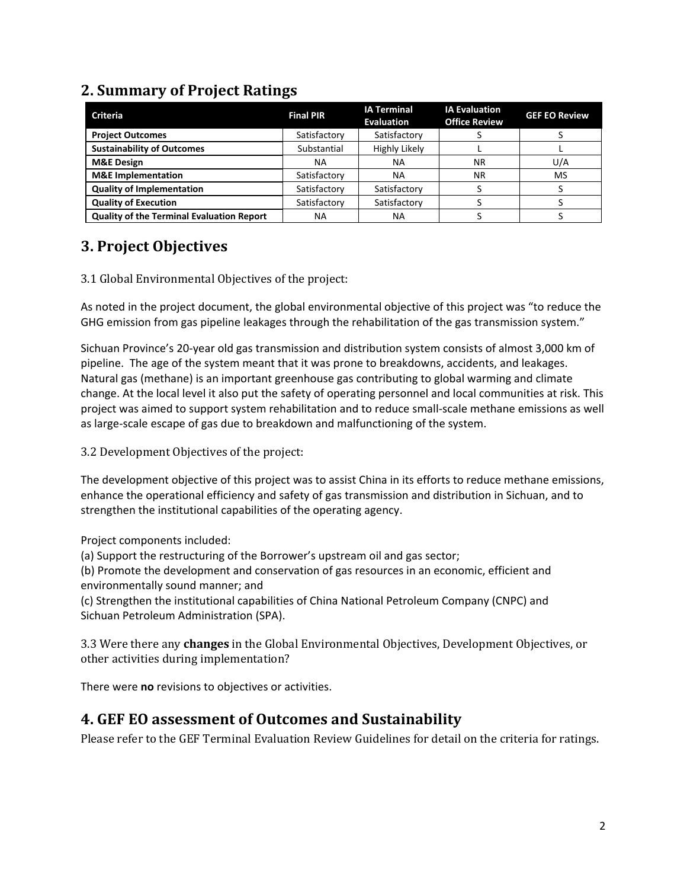## 2. Summary of Project Ratings

| Criteria | Final PIR | IA Terminal Evaluation | IA Evaluation Office Review | GEF EO Review |
|---|---|---|---|---|
| **Project Outcomes** | Satisfactory | Satisfactory | S | S |
| **Sustainability of Outcomes** | Substantial | Highly Likely | L | L |
| **M&E Design** | NA | NA | NR | U/A |
| **M&E Implementation** | Satisfactory | NA | NR | MS |
| **Quality of Implementation** | Satisfactory | Satisfactory | S | S |
| **Quality of Execution** | Satisfactory | Satisfactory | S | S |
| **Quality of the Terminal Evaluation Report** | NA | NA | S | S |

## 3. Project Objectives

3.1 Global Environmental Objectives of the project:

As noted in the project document, the global environmental objective of this project was "to reduce the GHG emission from gas pipeline leakages through the rehabilitation of the gas transmission system."

Sichuan Province's 20-year old gas transmission and distribution system consists of almost 3,000 km of pipeline. The age of the system meant that it was prone to breakdowns, accidents, and leakages. Natural gas (methane) is an important greenhouse gas contributing to global warming and climate change. At the local level it also put the safety of operating personnel and local communities at risk. This project was aimed to support system rehabilitation and to reduce small-scale methane emissions as well as large-scale escape of gas due to breakdown and malfunctioning of the system.

3.2 Development Objectives of the project:

The development objective of this project was to assist China in its efforts to reduce methane emissions, enhance the operational efficiency and safety of gas transmission and distribution in Sichuan, and to strengthen the institutional capabilities of the operating agency.

Project components included:
(a) Support the restructuring of the Borrower's upstream oil and gas sector;
(b) Promote the development and conservation of gas resources in an economic, efficient and environmentally sound manner; and
(c) Strengthen the institutional capabilities of China National Petroleum Company (CNPC) and Sichuan Petroleum Administration (SPA).

3.3 Were there any **changes** in the Global Environmental Objectives, Development Objectives, or other activities during implementation?

There were **no** revisions to objectives or activities.

## 4. GEF EO assessment of Outcomes and Sustainability

Please refer to the GEF Terminal Evaluation Review Guidelines for detail on the criteria for ratings.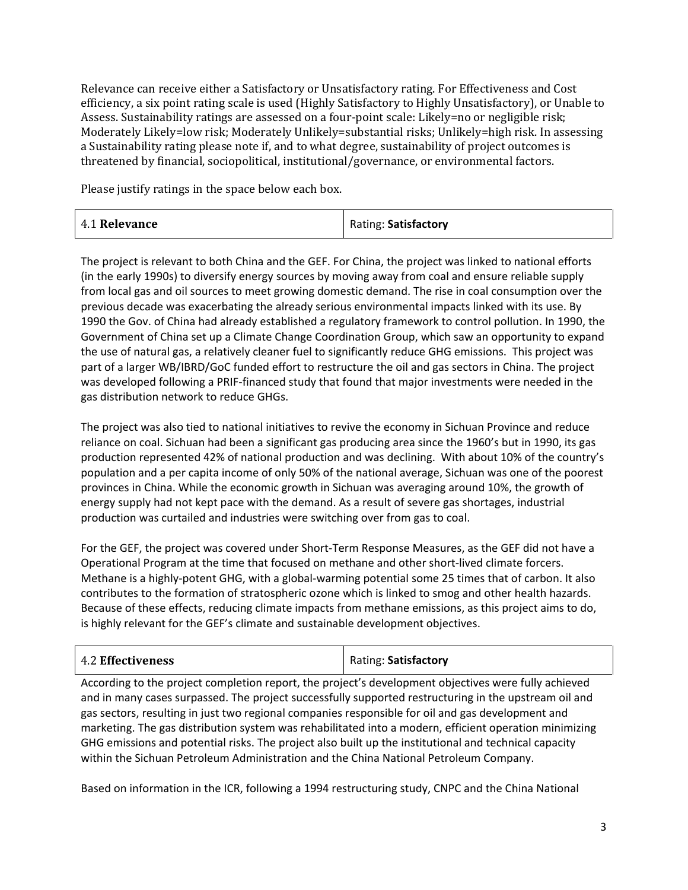Relevance can receive either a Satisfactory or Unsatisfactory rating. For Effectiveness and Cost efficiency, a six point rating scale is used (Highly Satisfactory to Highly Unsatisfactory), or Unable to Assess. Sustainability ratings are assessed on a four-point scale: Likely=no or negligible risk; Moderately Likely=low risk; Moderately Unlikely=substantial risks; Unlikely=high risk. In assessing a Sustainability rating please note if, and to what degree, sustainability of project outcomes is threatened by financial, sociopolitical, institutional/governance, or environmental factors.

Please justify ratings in the space below each box.

| 4.1 **Relevance** | Rating: **Satisfactory** |
|---|---|

The project is relevant to both China and the GEF. For China, the project was linked to national efforts (in the early 1990s) to diversify energy sources by moving away from coal and ensure reliable supply from local gas and oil sources to meet growing domestic demand. The rise in coal consumption over the previous decade was exacerbating the already serious environmental impacts linked with its use. By 1990 the Gov. of China had already established a regulatory framework to control pollution. In 1990, the Government of China set up a Climate Change Coordination Group, which saw an opportunity to expand the use of natural gas, a relatively cleaner fuel to significantly reduce GHG emissions. This project was part of a larger WB/IBRD/GoC funded effort to restructure the oil and gas sectors in China. The project was developed following a PRIF-financed study that found that major investments were needed in the gas distribution network to reduce GHGs.

The project was also tied to national initiatives to revive the economy in Sichuan Province and reduce reliance on coal. Sichuan had been a significant gas producing area since the 1960's but in 1990, its gas production represented 42% of national production and was declining. With about 10% of the country's population and a per capita income of only 50% of the national average, Sichuan was one of the poorest provinces in China. While the economic growth in Sichuan was averaging around 10%, the growth of energy supply had not kept pace with the demand. As a result of severe gas shortages, industrial production was curtailed and industries were switching over from gas to coal.

For the GEF, the project was covered under Short-Term Response Measures, as the GEF did not have a Operational Program at the time that focused on methane and other short-lived climate forcers. Methane is a highly-potent GHG, with a global-warming potential some 25 times that of carbon. It also contributes to the formation of stratospheric ozone which is linked to smog and other health hazards. Because of these effects, reducing climate impacts from methane emissions, as this project aims to do, is highly relevant for the GEF's climate and sustainable development objectives.

| 4.2 **Effectiveness** | Rating: **Satisfactory** |
|---|---|

According to the project completion report, the project's development objectives were fully achieved and in many cases surpassed. The project successfully supported restructuring in the upstream oil and gas sectors, resulting in just two regional companies responsible for oil and gas development and marketing. The gas distribution system was rehabilitated into a modern, efficient operation minimizing GHG emissions and potential risks. The project also built up the institutional and technical capacity within the Sichuan Petroleum Administration and the China National Petroleum Company.

Based on information in the ICR, following a 1994 restructuring study, CNPC and the China National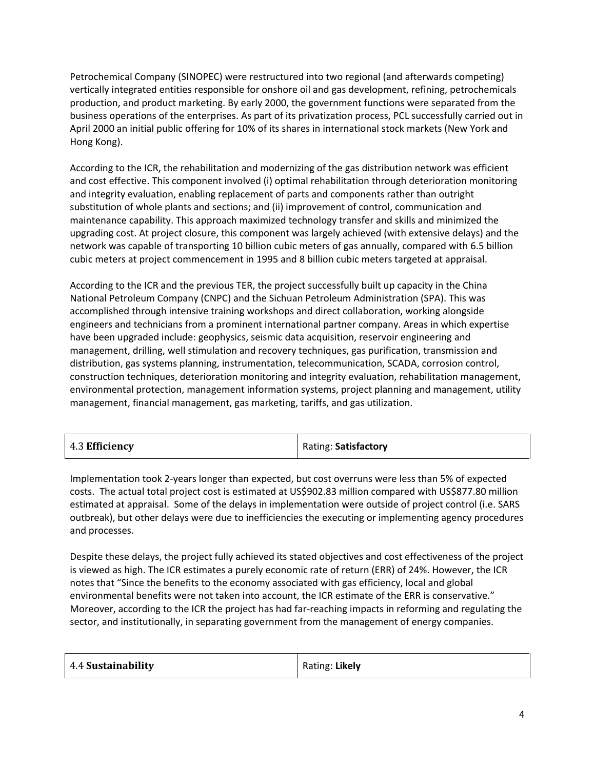Petrochemical Company (SINOPEC) were restructured into two regional (and afterwards competing) vertically integrated entities responsible for onshore oil and gas development, refining, petrochemicals production, and product marketing. By early 2000, the government functions were separated from the business operations of the enterprises. As part of its privatization process, PCL successfully carried out in April 2000 an initial public offering for 10% of its shares in international stock markets (New York and Hong Kong).

According to the ICR, the rehabilitation and modernizing of the gas distribution network was efficient and cost effective. This component involved (i) optimal rehabilitation through deterioration monitoring and integrity evaluation, enabling replacement of parts and components rather than outright substitution of whole plants and sections; and (ii) improvement of control, communication and maintenance capability. This approach maximized technology transfer and skills and minimized the upgrading cost. At project closure, this component was largely achieved (with extensive delays) and the network was capable of transporting 10 billion cubic meters of gas annually, compared with 6.5 billion cubic meters at project commencement in 1995 and 8 billion cubic meters targeted at appraisal.

According to the ICR and the previous TER, the project successfully built up capacity in the China National Petroleum Company (CNPC) and the Sichuan Petroleum Administration (SPA). This was accomplished through intensive training workshops and direct collaboration, working alongside engineers and technicians from a prominent international partner company. Areas in which expertise have been upgraded include: geophysics, seismic data acquisition, reservoir engineering and management, drilling, well stimulation and recovery techniques, gas purification, transmission and distribution, gas systems planning, instrumentation, telecommunication, SCADA, corrosion control, construction techniques, deterioration monitoring and integrity evaluation, rehabilitation management, environmental protection, management information systems, project planning and management, utility management, financial management, gas marketing, tariffs, and gas utilization.

| 4.3 **Efficiency** | Rating: **Satisfactory** |
|---|---|

Implementation took 2-years longer than expected, but cost overruns were less than 5% of expected costs. The actual total project cost is estimated at US$902.83 million compared with US$877.80 million estimated at appraisal. Some of the delays in implementation were outside of project control (i.e. SARS outbreak), but other delays were due to inefficiencies the executing or implementing agency procedures and processes.

Despite these delays, the project fully achieved its stated objectives and cost effectiveness of the project is viewed as high. The ICR estimates a purely economic rate of return (ERR) of 24%. However, the ICR notes that "Since the benefits to the economy associated with gas efficiency, local and global environmental benefits were not taken into account, the ICR estimate of the ERR is conservative." Moreover, according to the ICR the project has had far-reaching impacts in reforming and regulating the sector, and institutionally, in separating government from the management of energy companies.

| 4.4 **Sustainability** | Rating: **Likely** |
|---|---|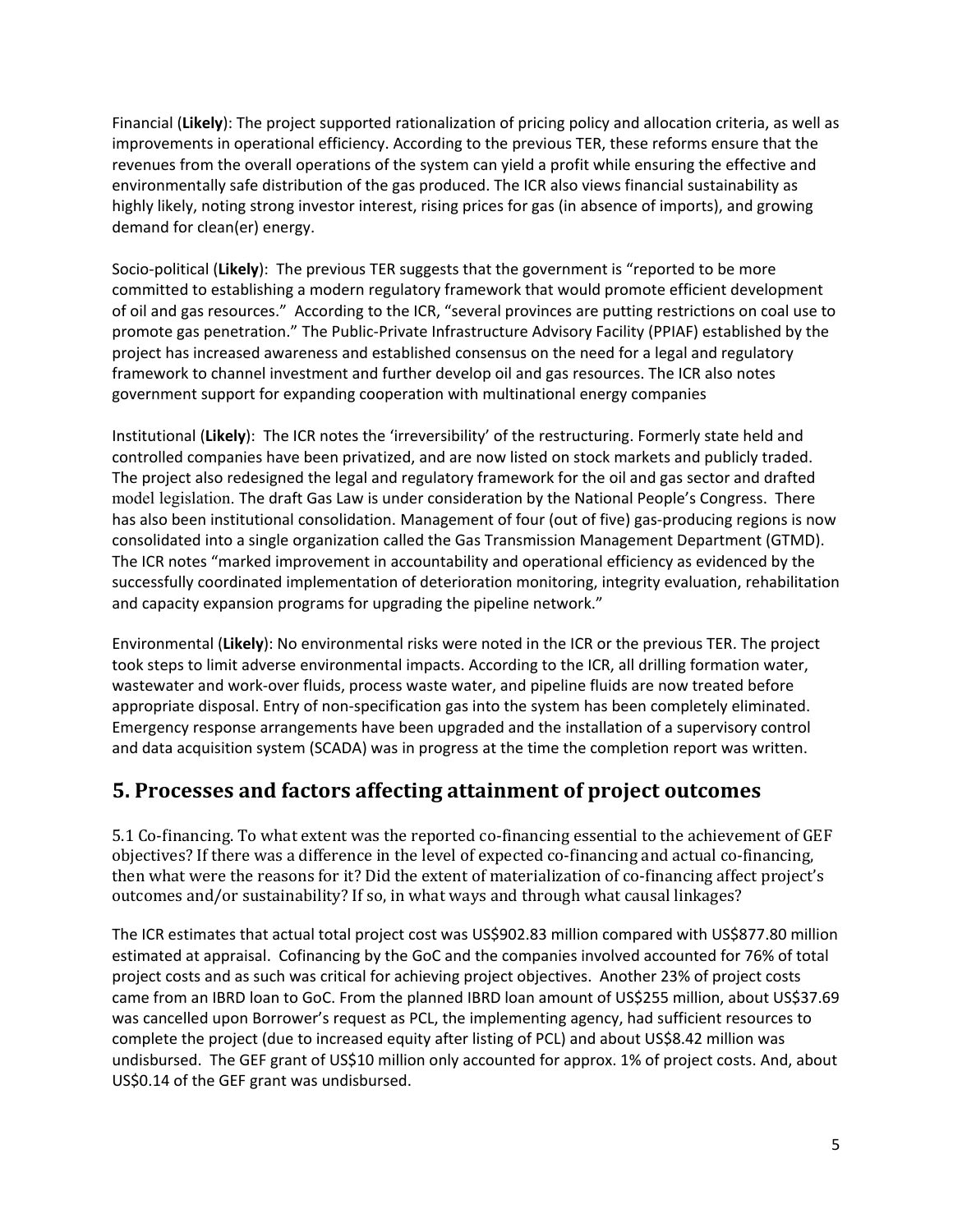Financial (**Likely**): The project supported rationalization of pricing policy and allocation criteria, as well as improvements in operational efficiency. According to the previous TER, these reforms ensure that the revenues from the overall operations of the system can yield a profit while ensuring the effective and environmentally safe distribution of the gas produced. The ICR also views financial sustainability as highly likely, noting strong investor interest, rising prices for gas (in absence of imports), and growing demand for clean(er) energy.

Socio-political (**Likely**): The previous TER suggests that the government is "reported to be more committed to establishing a modern regulatory framework that would promote efficient development of oil and gas resources." According to the ICR, "several provinces are putting restrictions on coal use to promote gas penetration." The Public-Private Infrastructure Advisory Facility (PPIAF) established by the project has increased awareness and established consensus on the need for a legal and regulatory framework to channel investment and further develop oil and gas resources. The ICR also notes government support for expanding cooperation with multinational energy companies

Institutional (**Likely**): The ICR notes the 'irreversibility' of the restructuring. Formerly state held and controlled companies have been privatized, and are now listed on stock markets and publicly traded. The project also redesigned the legal and regulatory framework for the oil and gas sector and drafted model legislation. The draft Gas Law is under consideration by the National People's Congress. There has also been institutional consolidation. Management of four (out of five) gas-producing regions is now consolidated into a single organization called the Gas Transmission Management Department (GTMD). The ICR notes "marked improvement in accountability and operational efficiency as evidenced by the successfully coordinated implementation of deterioration monitoring, integrity evaluation, rehabilitation and capacity expansion programs for upgrading the pipeline network."

Environmental (**Likely**): No environmental risks were noted in the ICR or the previous TER. The project took steps to limit adverse environmental impacts. According to the ICR, all drilling formation water, wastewater and work-over fluids, process waste water, and pipeline fluids are now treated before appropriate disposal. Entry of non-specification gas into the system has been completely eliminated. Emergency response arrangements have been upgraded and the installation of a supervisory control and data acquisition system (SCADA) was in progress at the time the completion report was written.

## 5. Processes and factors affecting attainment of project outcomes

5.1 Co-financing. To what extent was the reported co-financing essential to the achievement of GEF objectives? If there was a difference in the level of expected co-financing and actual co-financing, then what were the reasons for it? Did the extent of materialization of co-financing affect project's outcomes and/or sustainability? If so, in what ways and through what causal linkages?

The ICR estimates that actual total project cost was US$902.83 million compared with US$877.80 million estimated at appraisal. Cofinancing by the GoC and the companies involved accounted for 76% of total project costs and as such was critical for achieving project objectives. Another 23% of project costs came from an IBRD loan to GoC. From the planned IBRD loan amount of US$255 million, about US$37.69 was cancelled upon Borrower's request as PCL, the implementing agency, had sufficient resources to complete the project (due to increased equity after listing of PCL) and about US$8.42 million was undisbursed. The GEF grant of US$10 million only accounted for approx. 1% of project costs. And, about US$0.14 of the GEF grant was undisbursed.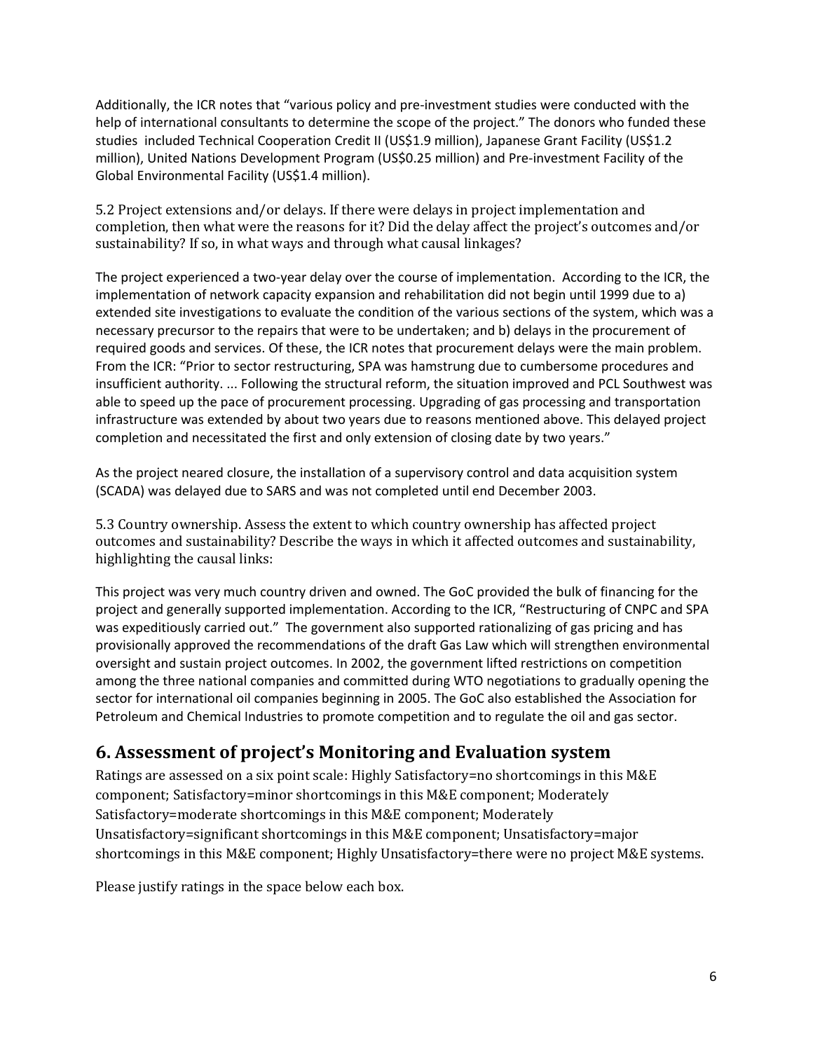Additionally, the ICR notes that "various policy and pre-investment studies were conducted with the help of international consultants to determine the scope of the project." The donors who funded these studies included Technical Cooperation Credit II (US$1.9 million), Japanese Grant Facility (US$1.2 million), United Nations Development Program (US$0.25 million) and Pre-investment Facility of the Global Environmental Facility (US$1.4 million).

5.2 Project extensions and/or delays. If there were delays in project implementation and completion, then what were the reasons for it? Did the delay affect the project's outcomes and/or sustainability? If so, in what ways and through what causal linkages?

The project experienced a two-year delay over the course of implementation. According to the ICR, the implementation of network capacity expansion and rehabilitation did not begin until 1999 due to a) extended site investigations to evaluate the condition of the various sections of the system, which was a necessary precursor to the repairs that were to be undertaken; and b) delays in the procurement of required goods and services. Of these, the ICR notes that procurement delays were the main problem. From the ICR: "Prior to sector restructuring, SPA was hamstrung due to cumbersome procedures and insufficient authority. ... Following the structural reform, the situation improved and PCL Southwest was able to speed up the pace of procurement processing. Upgrading of gas processing and transportation infrastructure was extended by about two years due to reasons mentioned above. This delayed project completion and necessitated the first and only extension of closing date by two years."

As the project neared closure, the installation of a supervisory control and data acquisition system (SCADA) was delayed due to SARS and was not completed until end December 2003.

5.3 Country ownership. Assess the extent to which country ownership has affected project outcomes and sustainability? Describe the ways in which it affected outcomes and sustainability, highlighting the causal links:

This project was very much country driven and owned. The GoC provided the bulk of financing for the project and generally supported implementation. According to the ICR, "Restructuring of CNPC and SPA was expeditiously carried out." The government also supported rationalizing of gas pricing and has provisionally approved the recommendations of the draft Gas Law which will strengthen environmental oversight and sustain project outcomes. In 2002, the government lifted restrictions on competition among the three national companies and committed during WTO negotiations to gradually opening the sector for international oil companies beginning in 2005. The GoC also established the Association for Petroleum and Chemical Industries to promote competition and to regulate the oil and gas sector.

## 6. Assessment of project's Monitoring and Evaluation system

Ratings are assessed on a six point scale: Highly Satisfactory=no shortcomings in this M&E component; Satisfactory=minor shortcomings in this M&E component; Moderately Satisfactory=moderate shortcomings in this M&E component; Moderately Unsatisfactory=significant shortcomings in this M&E component; Unsatisfactory=major shortcomings in this M&E component; Highly Unsatisfactory=there were no project M&E systems.

Please justify ratings in the space below each box.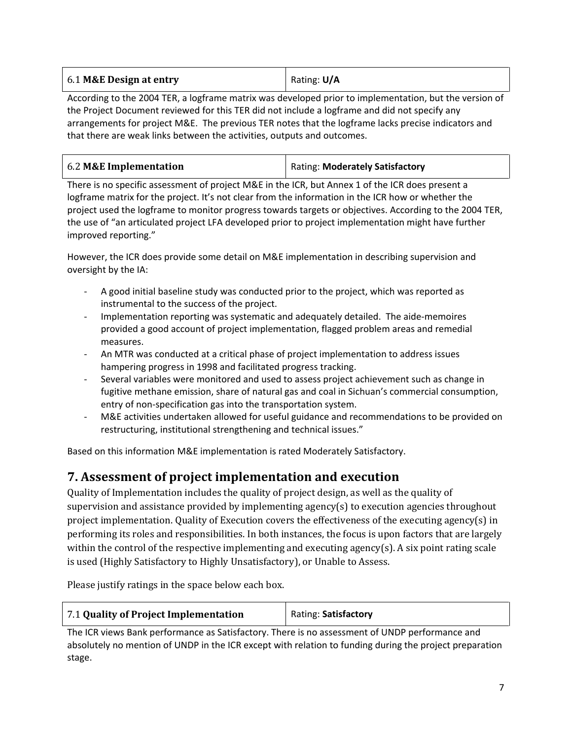| 6.1 **M&E Design at entry** | Rating: **U/A** |
|---|---|

According to the 2004 TER, a logframe matrix was developed prior to implementation, but the version of the Project Document reviewed for this TER did not include a logframe and did not specify any arrangements for project M&E. The previous TER notes that the logframe lacks precise indicators and that there are weak links between the activities, outputs and outcomes.

| 6.2 **M&E Implementation** | Rating: **Moderately Satisfactory** |
|---|---|

There is no specific assessment of project M&E in the ICR, but Annex 1 of the ICR does present a logframe matrix for the project. It's not clear from the information in the ICR how or whether the project used the logframe to monitor progress towards targets or objectives. According to the 2004 TER, the use of "an articulated project LFA developed prior to project implementation might have further improved reporting."

However, the ICR does provide some detail on M&E implementation in describing supervision and oversight by the IA:

- A good initial baseline study was conducted prior to the project, which was reported as instrumental to the success of the project.
- Implementation reporting was systematic and adequately detailed. The aide-memoires provided a good account of project implementation, flagged problem areas and remedial measures.
- An MTR was conducted at a critical phase of project implementation to address issues hampering progress in 1998 and facilitated progress tracking.
- Several variables were monitored and used to assess project achievement such as change in fugitive methane emission, share of natural gas and coal in Sichuan's commercial consumption, entry of non-specification gas into the transportation system.
- M&E activities undertaken allowed for useful guidance and recommendations to be provided on restructuring, institutional strengthening and technical issues."

Based on this information M&E implementation is rated Moderately Satisfactory.

# 7. Assessment of project implementation and execution

Quality of Implementation includes the quality of project design, as well as the quality of supervision and assistance provided by implementing agency(s) to execution agencies throughout project implementation. Quality of Execution covers the effectiveness of the executing agency(s) in performing its roles and responsibilities. In both instances, the focus is upon factors that are largely within the control of the respective implementing and executing agency(s). A six point rating scale is used (Highly Satisfactory to Highly Unsatisfactory), or Unable to Assess.

Please justify ratings in the space below each box.

| 7.1 **Quality of Project Implementation** | Rating: **Satisfactory** |
|---|---|

The ICR views Bank performance as Satisfactory. There is no assessment of UNDP performance and absolutely no mention of UNDP in the ICR except with relation to funding during the project preparation stage.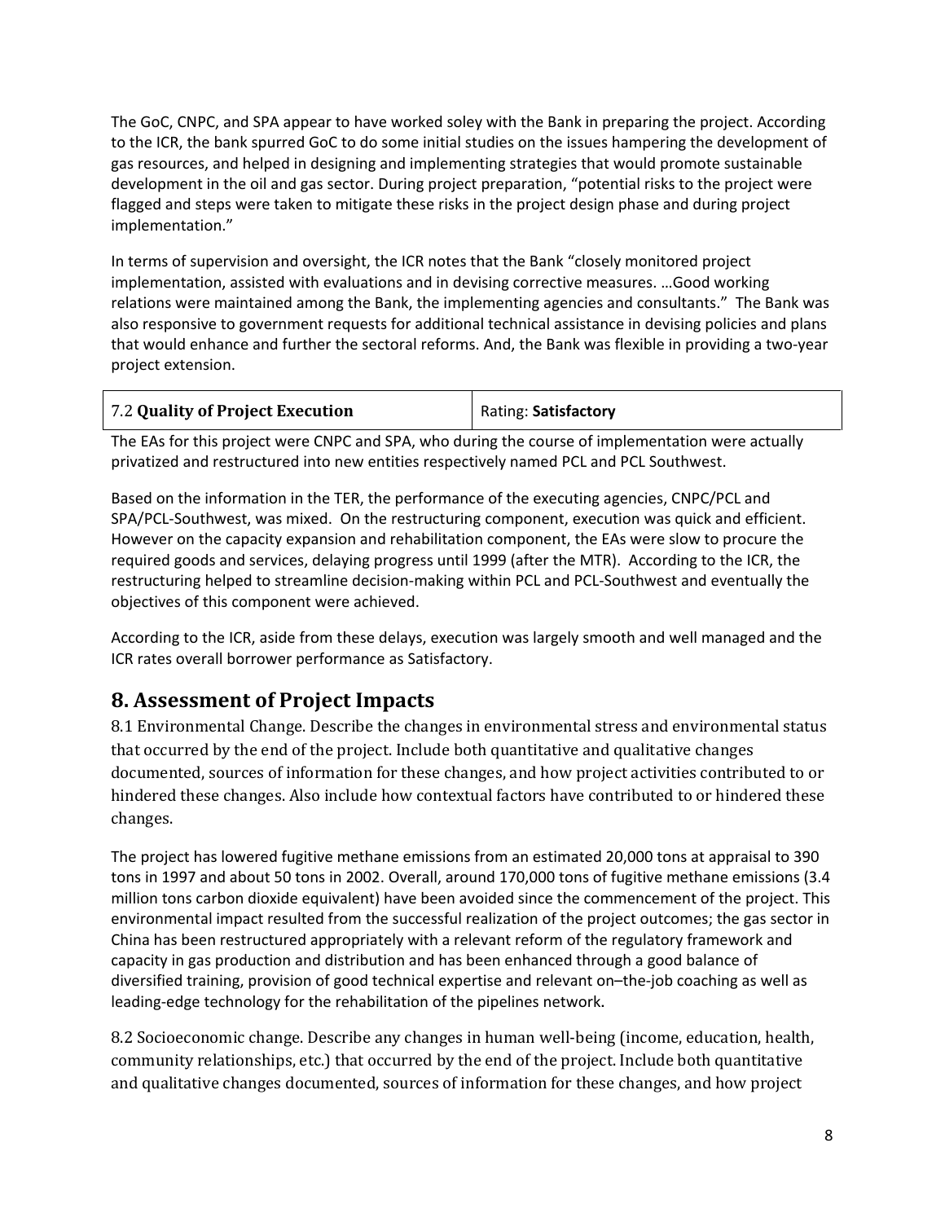The GoC, CNPC, and SPA appear to have worked soley with the Bank in preparing the project. According to the ICR, the bank spurred GoC to do some initial studies on the issues hampering the development of gas resources, and helped in designing and implementing strategies that would promote sustainable development in the oil and gas sector. During project preparation, "potential risks to the project were flagged and steps were taken to mitigate these risks in the project design phase and during project implementation."

In terms of supervision and oversight, the ICR notes that the Bank "closely monitored project implementation, assisted with evaluations and in devising corrective measures. …Good working relations were maintained among the Bank, the implementing agencies and consultants." The Bank was also responsive to government requests for additional technical assistance in devising policies and plans that would enhance and further the sectoral reforms. And, the Bank was flexible in providing a two-year project extension.

| 7.2 **Quality of Project Execution** | Rating: **Satisfactory** |
|---|---|

The EAs for this project were CNPC and SPA, who during the course of implementation were actually privatized and restructured into new entities respectively named PCL and PCL Southwest.

Based on the information in the TER, the performance of the executing agencies, CNPC/PCL and SPA/PCL-Southwest, was mixed. On the restructuring component, execution was quick and efficient. However on the capacity expansion and rehabilitation component, the EAs were slow to procure the required goods and services, delaying progress until 1999 (after the MTR). According to the ICR, the restructuring helped to streamline decision-making within PCL and PCL-Southwest and eventually the objectives of this component were achieved.

According to the ICR, aside from these delays, execution was largely smooth and well managed and the ICR rates overall borrower performance as Satisfactory.

# 8. Assessment of Project Impacts

8.1 Environmental Change. Describe the changes in environmental stress and environmental status that occurred by the end of the project. Include both quantitative and qualitative changes documented, sources of information for these changes, and how project activities contributed to or hindered these changes. Also include how contextual factors have contributed to or hindered these changes.

The project has lowered fugitive methane emissions from an estimated 20,000 tons at appraisal to 390 tons in 1997 and about 50 tons in 2002. Overall, around 170,000 tons of fugitive methane emissions (3.4 million tons carbon dioxide equivalent) have been avoided since the commencement of the project. This environmental impact resulted from the successful realization of the project outcomes; the gas sector in China has been restructured appropriately with a relevant reform of the regulatory framework and capacity in gas production and distribution and has been enhanced through a good balance of diversified training, provision of good technical expertise and relevant on–the-job coaching as well as leading-edge technology for the rehabilitation of the pipelines network.

8.2 Socioeconomic change. Describe any changes in human well-being (income, education, health, community relationships, etc.) that occurred by the end of the project. Include both quantitative and qualitative changes documented, sources of information for these changes, and how project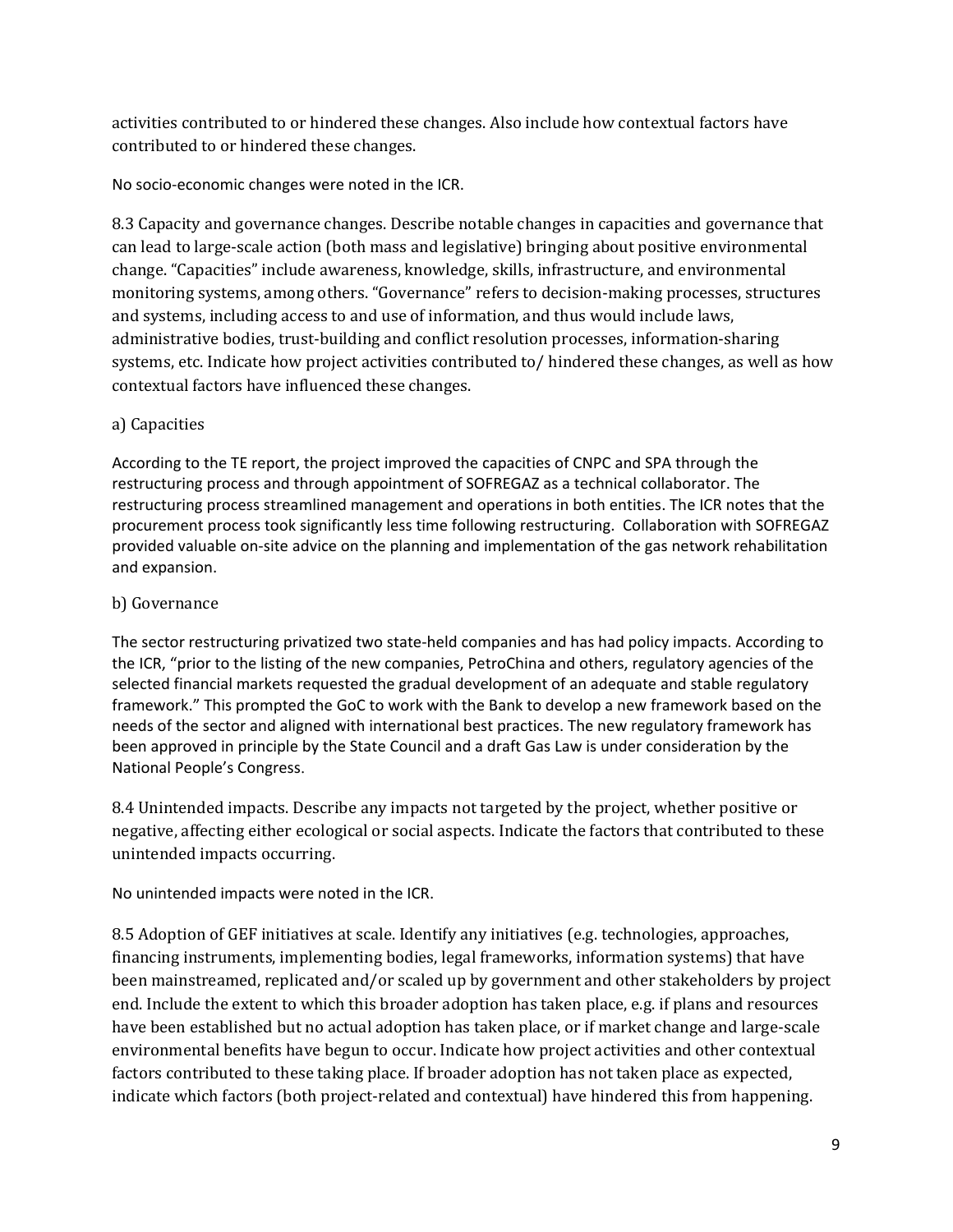activities contributed to or hindered these changes. Also include how contextual factors have contributed to or hindered these changes.

No socio-economic changes were noted in the ICR.

8.3 Capacity and governance changes. Describe notable changes in capacities and governance that can lead to large-scale action (both mass and legislative) bringing about positive environmental change. "Capacities" include awareness, knowledge, skills, infrastructure, and environmental monitoring systems, among others. "Governance" refers to decision-making processes, structures and systems, including access to and use of information, and thus would include laws, administrative bodies, trust-building and conflict resolution processes, information-sharing systems, etc. Indicate how project activities contributed to/ hindered these changes, as well as how contextual factors have influenced these changes.

a) Capacities

According to the TE report, the project improved the capacities of CNPC and SPA through the restructuring process and through appointment of SOFREGAZ as a technical collaborator. The restructuring process streamlined management and operations in both entities. The ICR notes that the procurement process took significantly less time following restructuring. Collaboration with SOFREGAZ provided valuable on-site advice on the planning and implementation of the gas network rehabilitation and expansion.

b) Governance

The sector restructuring privatized two state-held companies and has had policy impacts. According to the ICR, "prior to the listing of the new companies, PetroChina and others, regulatory agencies of the selected financial markets requested the gradual development of an adequate and stable regulatory framework." This prompted the GoC to work with the Bank to develop a new framework based on the needs of the sector and aligned with international best practices. The new regulatory framework has been approved in principle by the State Council and a draft Gas Law is under consideration by the National People's Congress.

8.4 Unintended impacts. Describe any impacts not targeted by the project, whether positive or negative, affecting either ecological or social aspects. Indicate the factors that contributed to these unintended impacts occurring.

No unintended impacts were noted in the ICR.

8.5 Adoption of GEF initiatives at scale. Identify any initiatives (e.g. technologies, approaches, financing instruments, implementing bodies, legal frameworks, information systems) that have been mainstreamed, replicated and/or scaled up by government and other stakeholders by project end. Include the extent to which this broader adoption has taken place, e.g. if plans and resources have been established but no actual adoption has taken place, or if market change and large-scale environmental benefits have begun to occur. Indicate how project activities and other contextual factors contributed to these taking place. If broader adoption has not taken place as expected, indicate which factors (both project-related and contextual) have hindered this from happening.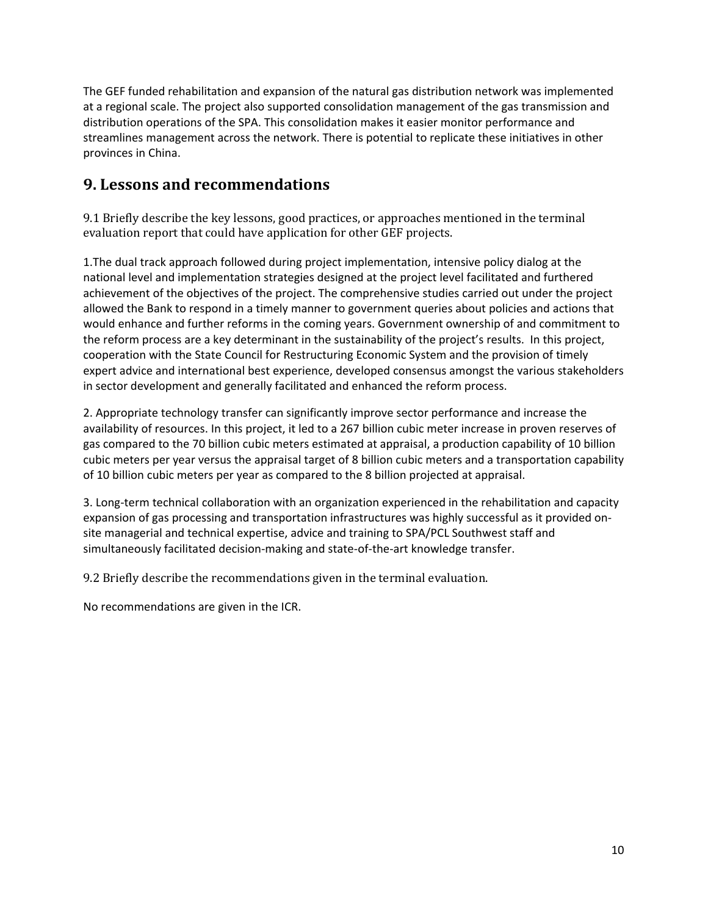The GEF funded rehabilitation and expansion of the natural gas distribution network was implemented at a regional scale. The project also supported consolidation management of the gas transmission and distribution operations of the SPA. This consolidation makes it easier monitor performance and streamlines management across the network. There is potential to replicate these initiatives in other provinces in China.

# 9. Lessons and recommendations

9.1 Briefly describe the key lessons, good practices, or approaches mentioned in the terminal evaluation report that could have application for other GEF projects.

1.The dual track approach followed during project implementation, intensive policy dialog at the national level and implementation strategies designed at the project level facilitated and furthered achievement of the objectives of the project. The comprehensive studies carried out under the project allowed the Bank to respond in a timely manner to government queries about policies and actions that would enhance and further reforms in the coming years. Government ownership of and commitment to the reform process are a key determinant in the sustainability of the project's results. In this project, cooperation with the State Council for Restructuring Economic System and the provision of timely expert advice and international best experience, developed consensus amongst the various stakeholders in sector development and generally facilitated and enhanced the reform process.

2. Appropriate technology transfer can significantly improve sector performance and increase the availability of resources. In this project, it led to a 267 billion cubic meter increase in proven reserves of gas compared to the 70 billion cubic meters estimated at appraisal, a production capability of 10 billion cubic meters per year versus the appraisal target of 8 billion cubic meters and a transportation capability of 10 billion cubic meters per year as compared to the 8 billion projected at appraisal.

3. Long-term technical collaboration with an organization experienced in the rehabilitation and capacity expansion of gas processing and transportation infrastructures was highly successful as it provided on-site managerial and technical expertise, advice and training to SPA/PCL Southwest staff and simultaneously facilitated decision-making and state-of-the-art knowledge transfer.

9.2 Briefly describe the recommendations given in the terminal evaluation.

No recommendations are given in the ICR.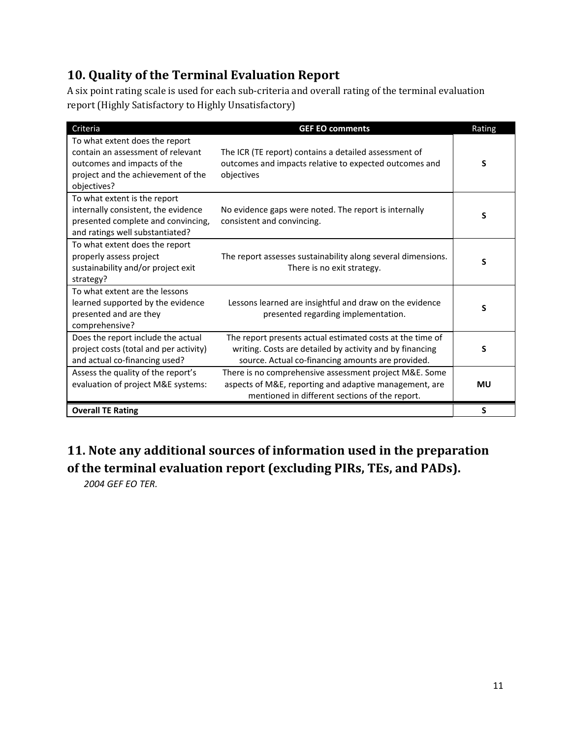## 10. Quality of the Terminal Evaluation Report

A six point rating scale is used for each sub-criteria and overall rating of the terminal evaluation report (Highly Satisfactory to Highly Unsatisfactory)

| Criteria | GEF EO comments | Rating |
|---|---|---|
| To what extent does the report contain an assessment of relevant outcomes and impacts of the project and the achievement of the objectives? | The ICR (TE report) contains a detailed assessment of outcomes and impacts relative to expected outcomes and objectives | **S** |
| To what extent is the report internally consistent, the evidence presented complete and convincing, and ratings well substantiated? | No evidence gaps were noted. The report is internally consistent and convincing. | **S** |
| To what extent does the report properly assess project sustainability and/or project exit strategy? | The report assesses sustainability along several dimensions. There is no exit strategy. | **S** |
| To what extent are the lessons learned supported by the evidence presented and are they comprehensive? | Lessons learned are insightful and draw on the evidence presented regarding implementation. | **S** |
| Does the report include the actual project costs (total and per activity) and actual co-financing used? | The report presents actual estimated costs at the time of writing. Costs are detailed by activity and by financing source. Actual co-financing amounts are provided. | **S** |
| Assess the quality of the report's evaluation of project M&E systems: | There is no comprehensive assessment project M&E. Some aspects of M&E, reporting and adaptive management, are mentioned in different sections of the report. | **MU** |
| **Overall TE Rating** | | **S** |

## 11. Note any additional sources of information used in the preparation of the terminal evaluation report (excluding PIRs, TEs, and PADs).

*2004 GEF EO TER.*